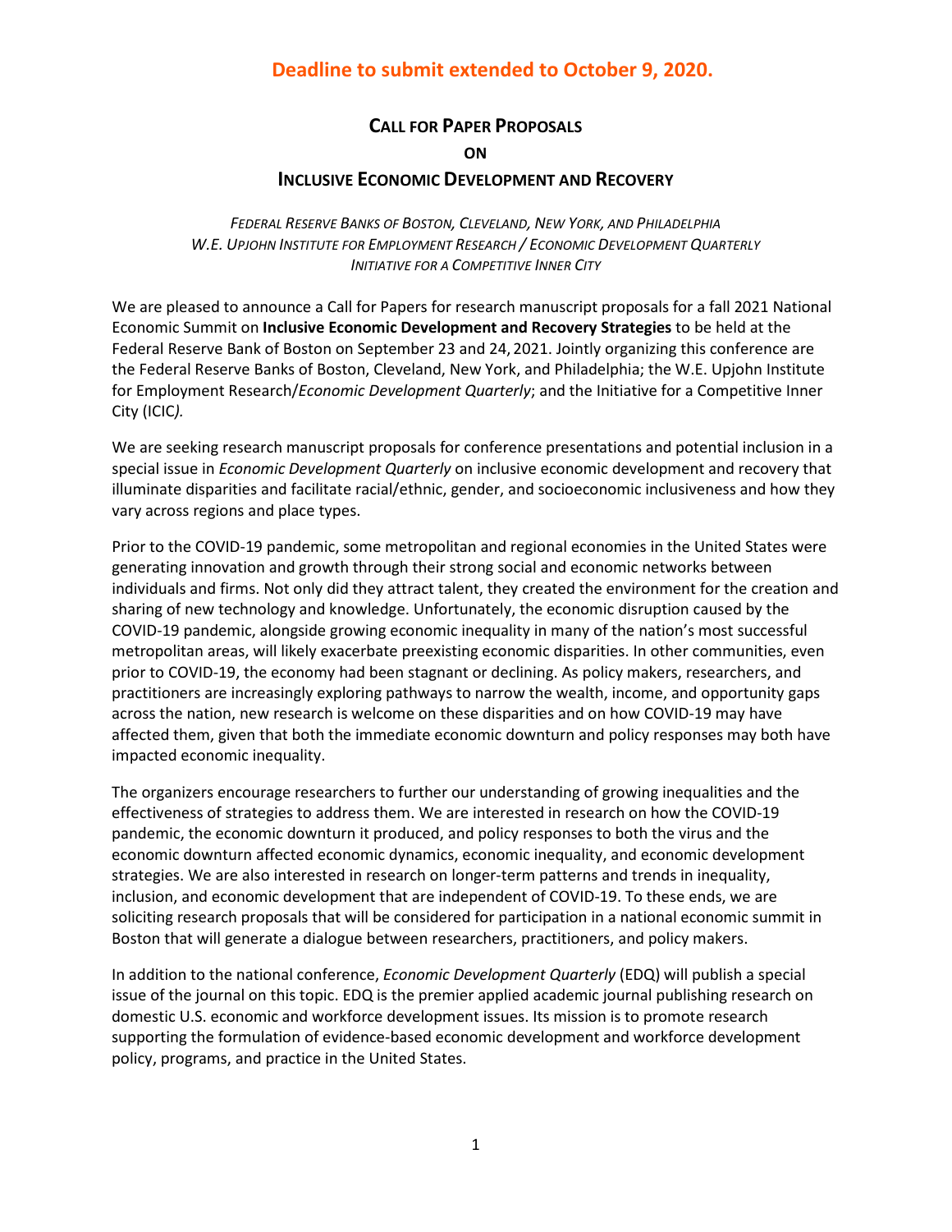**Deadline to submit extended to October 9, 2020.**

# CALL FOR PAPER PROPOSALS

## ON

# INCLUSIVE ECONOMIC DEVELOPMENT AND RECOVERY

*FEDERAL RESERVE BANKS OF BOSTON, CLEVELAND, NEW YORK, AND PHILADELPHIA*
*W.E. UPJOHN INSTITUTE FOR EMPLOYMENT RESEARCH / ECONOMIC DEVELOPMENT QUARTERLY*
*INITIATIVE FOR A COMPETITIVE INNER CITY*

We are pleased to announce a Call for Papers for research manuscript proposals for a fall 2021 National Economic Summit on **Inclusive Economic Development and Recovery Strategies** to be held at the Federal Reserve Bank of Boston on September 23 and 24, 2021. Jointly organizing this conference are the Federal Reserve Banks of Boston, Cleveland, New York, and Philadelphia; the W.E. Upjohn Institute for Employment Research/*Economic Development Quarterly*; and the Initiative for a Competitive Inner City (ICIC*).*

We are seeking research manuscript proposals for conference presentations and potential inclusion in a special issue in *Economic Development Quarterly* on inclusive economic development and recovery that illuminate disparities and facilitate racial/ethnic, gender, and socioeconomic inclusiveness and how they vary across regions and place types.

Prior to the COVID-19 pandemic, some metropolitan and regional economies in the United States were generating innovation and growth through their strong social and economic networks between individuals and firms. Not only did they attract talent, they created the environment for the creation and sharing of new technology and knowledge. Unfortunately, the economic disruption caused by the COVID-19 pandemic, alongside growing economic inequality in many of the nation's most successful metropolitan areas, will likely exacerbate preexisting economic disparities. In other communities, even prior to COVID-19, the economy had been stagnant or declining. As policy makers, researchers, and practitioners are increasingly exploring pathways to narrow the wealth, income, and opportunity gaps across the nation, new research is welcome on these disparities and on how COVID-19 may have affected them, given that both the immediate economic downturn and policy responses may both have impacted economic inequality.

The organizers encourage researchers to further our understanding of growing inequalities and the effectiveness of strategies to address them. We are interested in research on how the COVID-19 pandemic, the economic downturn it produced, and policy responses to both the virus and the economic downturn affected economic dynamics, economic inequality, and economic development strategies. We are also interested in research on longer-term patterns and trends in inequality, inclusion, and economic development that are independent of COVID-19. To these ends, we are soliciting research proposals that will be considered for participation in a national economic summit in Boston that will generate a dialogue between researchers, practitioners, and policy makers.

In addition to the national conference, *Economic Development Quarterly* (EDQ) will publish a special issue of the journal on this topic. EDQ is the premier applied academic journal publishing research on domestic U.S. economic and workforce development issues. Its mission is to promote research supporting the formulation of evidence-based economic development and workforce development policy, programs, and practice in the United States.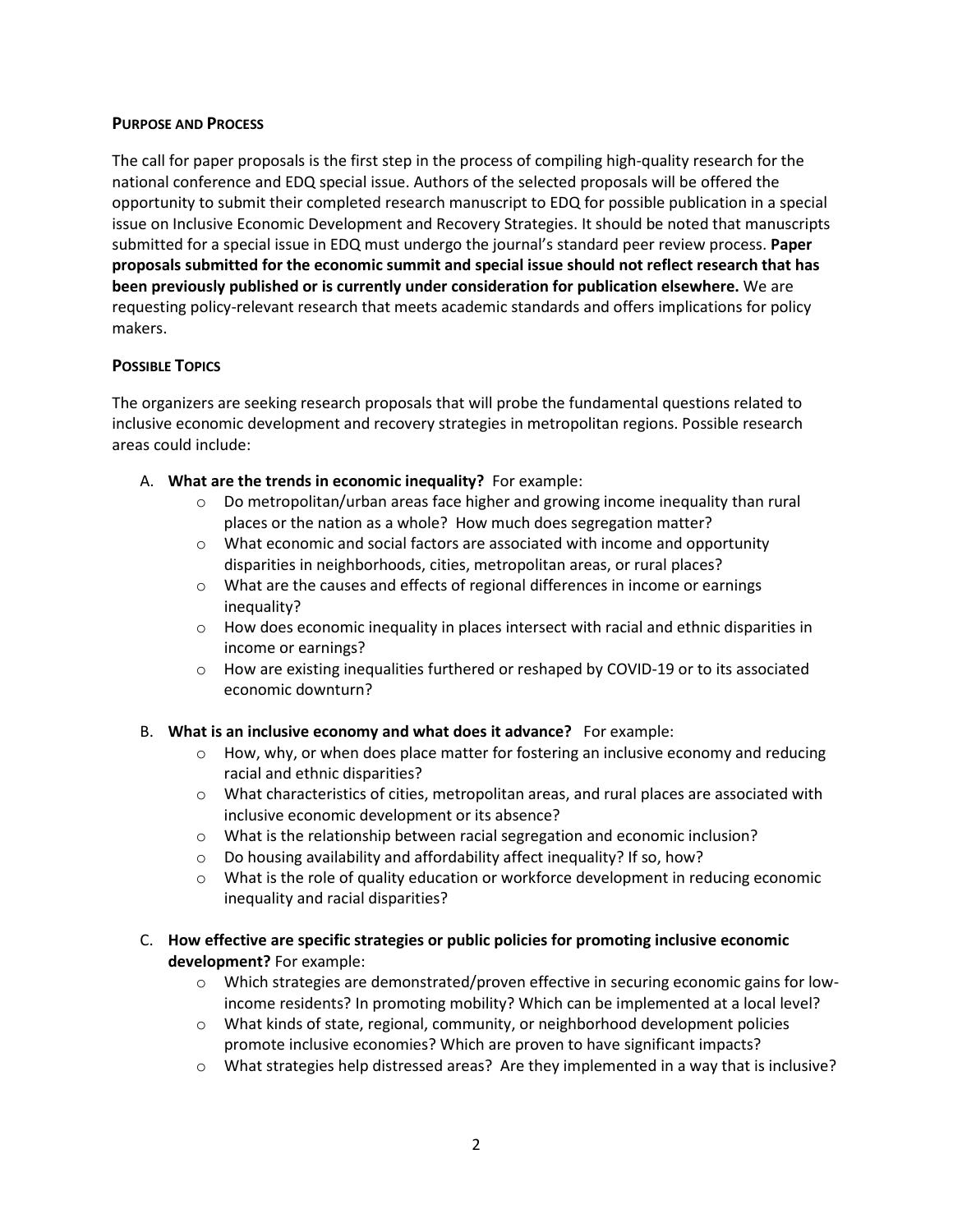## Purpose and Process

The call for paper proposals is the first step in the process of compiling high-quality research for the national conference and EDQ special issue. Authors of the selected proposals will be offered the opportunity to submit their completed research manuscript to EDQ for possible publication in a special issue on Inclusive Economic Development and Recovery Strategies. It should be noted that manuscripts submitted for a special issue in EDQ must undergo the journal's standard peer review process. **Paper proposals submitted for the economic summit and special issue should not reflect research that has been previously published or is currently under consideration for publication elsewhere.** We are requesting policy-relevant research that meets academic standards and offers implications for policy makers.

## Possible Topics

The organizers are seeking research proposals that will probe the fundamental questions related to inclusive economic development and recovery strategies in metropolitan regions. Possible research areas could include:

A. **What are the trends in economic inequality?** For example:
   - Do metropolitan/urban areas face higher and growing income inequality than rural places or the nation as a whole? How much does segregation matter?
   - What economic and social factors are associated with income and opportunity disparities in neighborhoods, cities, metropolitan areas, or rural places?
   - What are the causes and effects of regional differences in income or earnings inequality?
   - How does economic inequality in places intersect with racial and ethnic disparities in income or earnings?
   - How are existing inequalities furthered or reshaped by COVID-19 or to its associated economic downturn?

B. **What is an inclusive economy and what does it advance?** For example:
   - How, why, or when does place matter for fostering an inclusive economy and reducing racial and ethnic disparities?
   - What characteristics of cities, metropolitan areas, and rural places are associated with inclusive economic development or its absence?
   - What is the relationship between racial segregation and economic inclusion?
   - Do housing availability and affordability affect inequality? If so, how?
   - What is the role of quality education or workforce development in reducing economic inequality and racial disparities?

C. **How effective are specific strategies or public policies for promoting inclusive economic development?** For example:
   - Which strategies are demonstrated/proven effective in securing economic gains for low-income residents? In promoting mobility? Which can be implemented at a local level?
   - What kinds of state, regional, community, or neighborhood development policies promote inclusive economies? Which are proven to have significant impacts?
   - What strategies help distressed areas? Are they implemented in a way that is inclusive?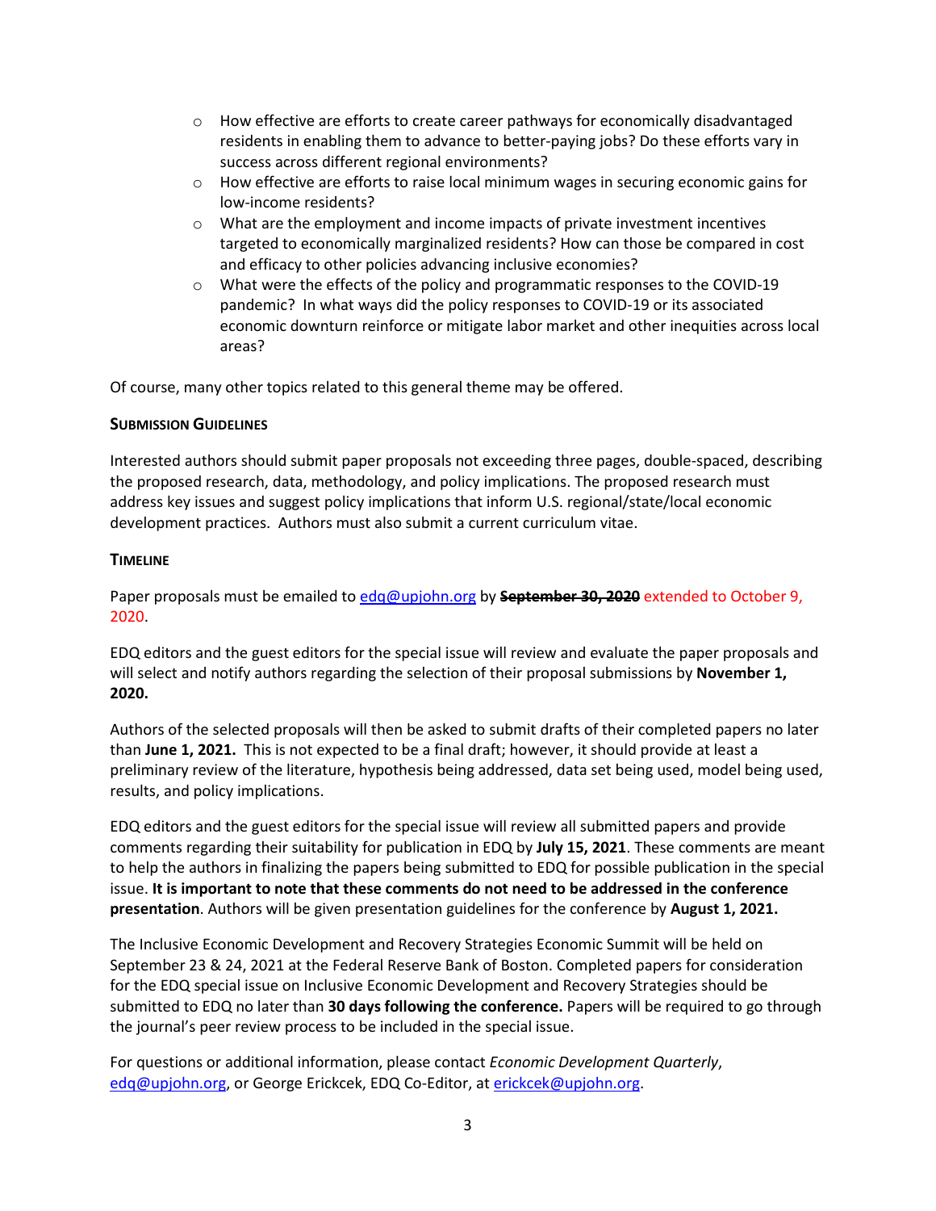- How effective are efforts to create career pathways for economically disadvantaged residents in enabling them to advance to better-paying jobs? Do these efforts vary in success across different regional environments?
- How effective are efforts to raise local minimum wages in securing economic gains for low-income residents?
- What are the employment and income impacts of private investment incentives targeted to economically marginalized residents? How can those be compared in cost and efficacy to other policies advancing inclusive economies?
- What were the effects of the policy and programmatic responses to the COVID-19 pandemic? In what ways did the policy responses to COVID-19 or its associated economic downturn reinforce or mitigate labor market and other inequities across local areas?

Of course, many other topics related to this general theme may be offered.

**SUBMISSION GUIDELINES**

Interested authors should submit paper proposals not exceeding three pages, double-spaced, describing the proposed research, data, methodology, and policy implications. The proposed research must address key issues and suggest policy implications that inform U.S. regional/state/local economic development practices. Authors must also submit a current curriculum vitae.

**TIMELINE**

Paper proposals must be emailed to edq@upjohn.org by ~~**September 30, 2020**~~ extended to October 9, 2020.

EDQ editors and the guest editors for the special issue will review and evaluate the paper proposals and will select and notify authors regarding the selection of their proposal submissions by **November 1, 2020.**

Authors of the selected proposals will then be asked to submit drafts of their completed papers no later than **June 1, 2021.** This is not expected to be a final draft; however, it should provide at least a preliminary review of the literature, hypothesis being addressed, data set being used, model being used, results, and policy implications.

EDQ editors and the guest editors for the special issue will review all submitted papers and provide comments regarding their suitability for publication in EDQ by **July 15, 2021**. These comments are meant to help the authors in finalizing the papers being submitted to EDQ for possible publication in the special issue. **It is important to note that these comments do not need to be addressed in the conference presentation**. Authors will be given presentation guidelines for the conference by **August 1, 2021.**

The Inclusive Economic Development and Recovery Strategies Economic Summit will be held on September 23 & 24, 2021 at the Federal Reserve Bank of Boston. Completed papers for consideration for the EDQ special issue on Inclusive Economic Development and Recovery Strategies should be submitted to EDQ no later than **30 days following the conference.** Papers will be required to go through the journal's peer review process to be included in the special issue.

For questions or additional information, please contact *Economic Development Quarterly*, edq@upjohn.org, or George Erickcek, EDQ Co-Editor, at erickcek@upjohn.org.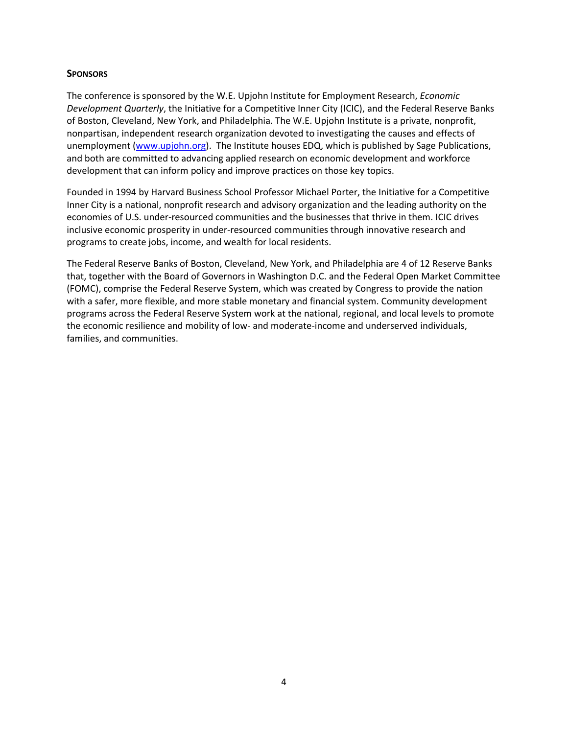## SPONSORS

The conference is sponsored by the W.E. Upjohn Institute for Employment Research, *Economic Development Quarterly*, the Initiative for a Competitive Inner City (ICIC), and the Federal Reserve Banks of Boston, Cleveland, New York, and Philadelphia. The W.E. Upjohn Institute is a private, nonprofit, nonpartisan, independent research organization devoted to investigating the causes and effects of unemployment ([www.upjohn.org](http://www.upjohn.org)). The Institute houses EDQ, which is published by Sage Publications, and both are committed to advancing applied research on economic development and workforce development that can inform policy and improve practices on those key topics.

Founded in 1994 by Harvard Business School Professor Michael Porter, the Initiative for a Competitive Inner City is a national, nonprofit research and advisory organization and the leading authority on the economies of U.S. under-resourced communities and the businesses that thrive in them. ICIC drives inclusive economic prosperity in under-resourced communities through innovative research and programs to create jobs, income, and wealth for local residents.

The Federal Reserve Banks of Boston, Cleveland, New York, and Philadelphia are 4 of 12 Reserve Banks that, together with the Board of Governors in Washington D.C. and the Federal Open Market Committee (FOMC), comprise the Federal Reserve System, which was created by Congress to provide the nation with a safer, more flexible, and more stable monetary and financial system. Community development programs across the Federal Reserve System work at the national, regional, and local levels to promote the economic resilience and mobility of low- and moderate-income and underserved individuals, families, and communities.